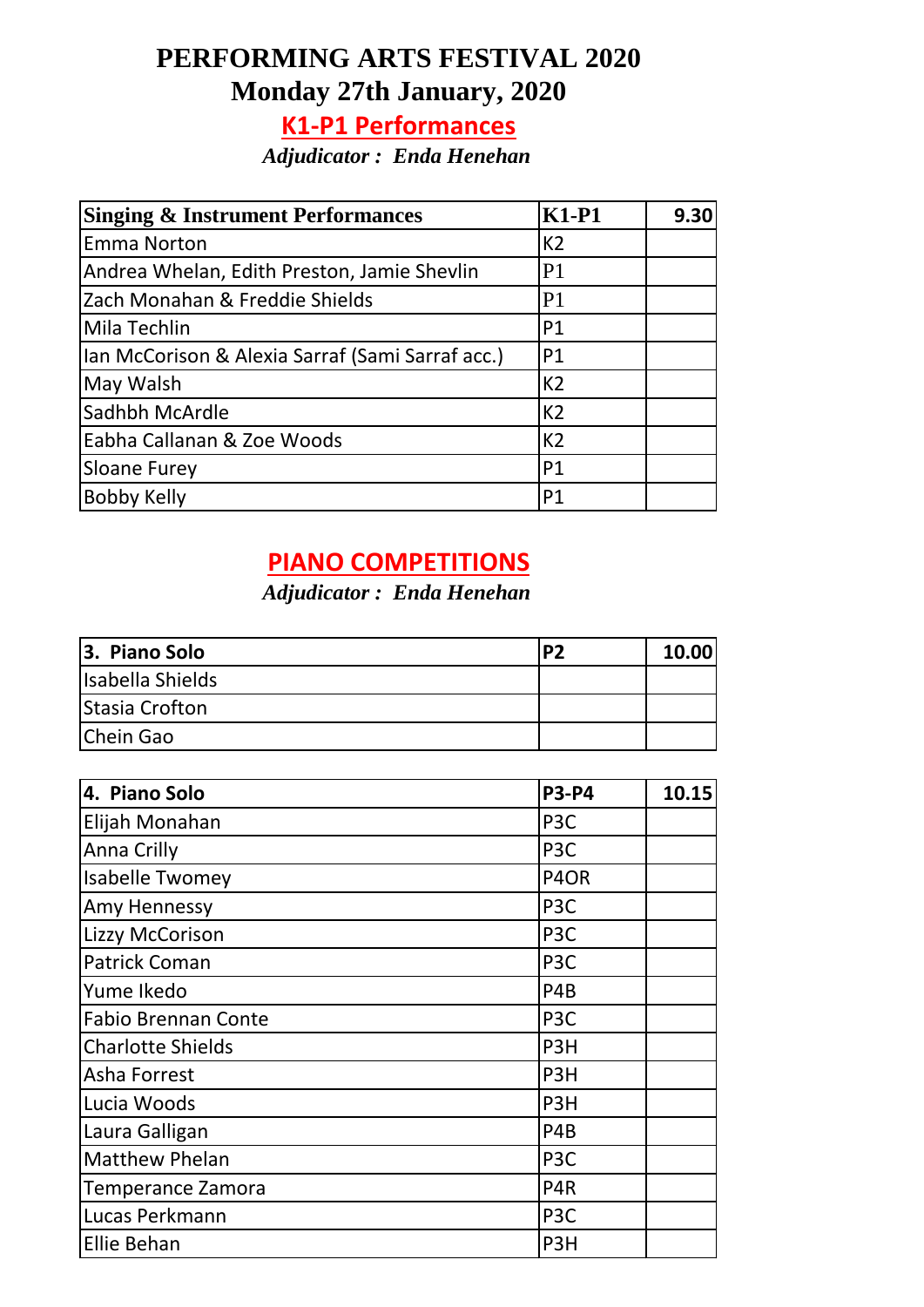# PERFORMING ARTS FESTIVAL 2020

## Monday 27th January, 2020

## K1-P1 Performances

*Adjudicator : Enda Henehan*

| Singing & Instrument Performances | K1-P1 | 9.30 |
| --- | --- | --- |
| Emma Norton | K2 | |
| Andrea Whelan, Edith Preston, Jamie Shevlin | P1 | |
| Zach Monahan & Freddie Shields | P1 | |
| Mila Techlin | P1 | |
| Ian McCorison & Alexia Sarraf (Sami Sarraf acc.) | P1 | |
| May Walsh | K2 | |
| Sadhbh McArdle | K2 | |
| Eabha Callanan & Zoe Woods | K2 | |
| Sloane Furey | P1 | |
| Bobby Kelly | P1 | |

## PIANO COMPETITIONS

*Adjudicator : Enda Henehan*

| 3. Piano Solo | P2 | 10.00 |
| --- | --- | --- |
| Isabella Shields | | |
| Stasia Crofton | | |
| Chein Gao | | |

| 4. Piano Solo | P3-P4 | 10.15 |
| --- | --- | --- |
| Elijah Monahan | P3C | |
| Anna Crilly | P3C | |
| Isabelle Twomey | P4OR | |
| Amy Hennessy | P3C | |
| Lizzy McCorison | P3C | |
| Patrick Coman | P3C | |
| Yume Ikedo | P4B | |
| Fabio Brennan Conte | P3C | |
| Charlotte Shields | P3H | |
| Asha Forrest | P3H | |
| Lucia Woods | P3H | |
| Laura Galligan | P4B | |
| Matthew Phelan | P3C | |
| Temperance Zamora | P4R | |
| Lucas Perkmann | P3C | |
| Ellie Behan | P3H | |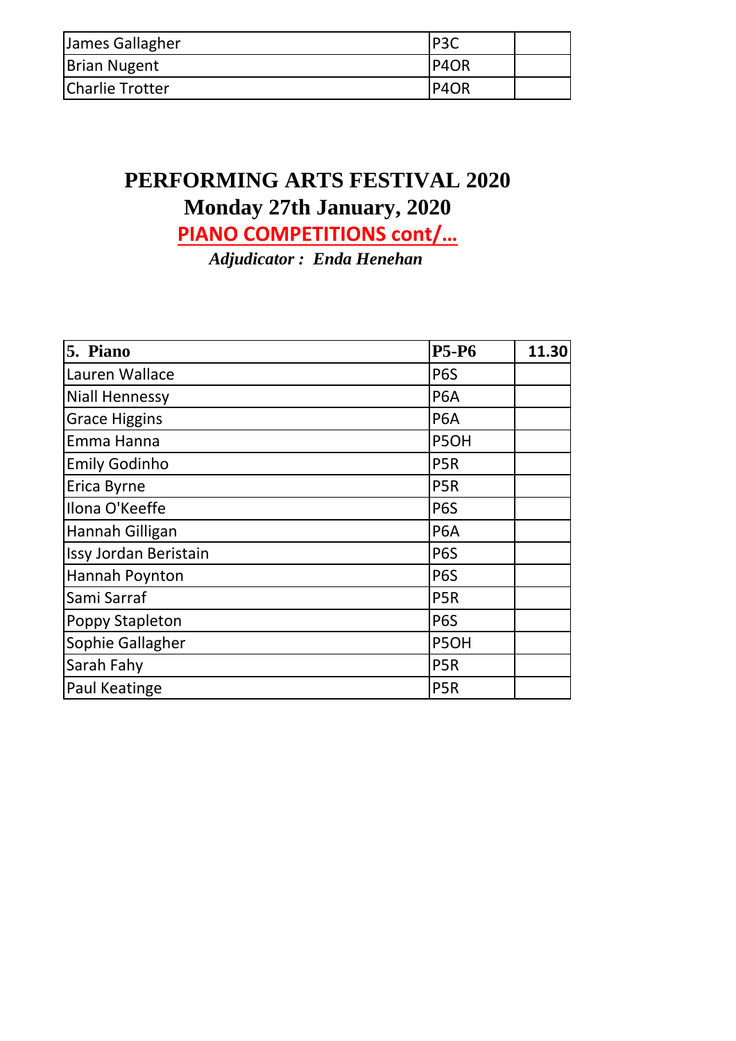| | | |
|---|---|---|
| James Gallagher | P3C | |
| Brian Nugent | P4OR | |
| Charlie Trotter | P4OR | |

# PERFORMING ARTS FESTIVAL 2020

## Monday 27th January, 2020

## PIANO COMPETITIONS cont/…

***Adjudicator : Enda Henehan***

| 5. Piano | P5-P6 | 11.30 |
|---|---|---|
| Lauren Wallace | P6S | |
| Niall Hennessy | P6A | |
| Grace Higgins | P6A | |
| Emma Hanna | P5OH | |
| Emily Godinho | P5R | |
| Erica Byrne | P5R | |
| Ilona O'Keeffe | P6S | |
| Hannah Gilligan | P6A | |
| Issy Jordan Beristain | P6S | |
| Hannah Poynton | P6S | |
| Sami Sarraf | P5R | |
| Poppy Stapleton | P6S | |
| Sophie Gallagher | P5OH | |
| Sarah Fahy | P5R | |
| Paul Keatinge | P5R | |